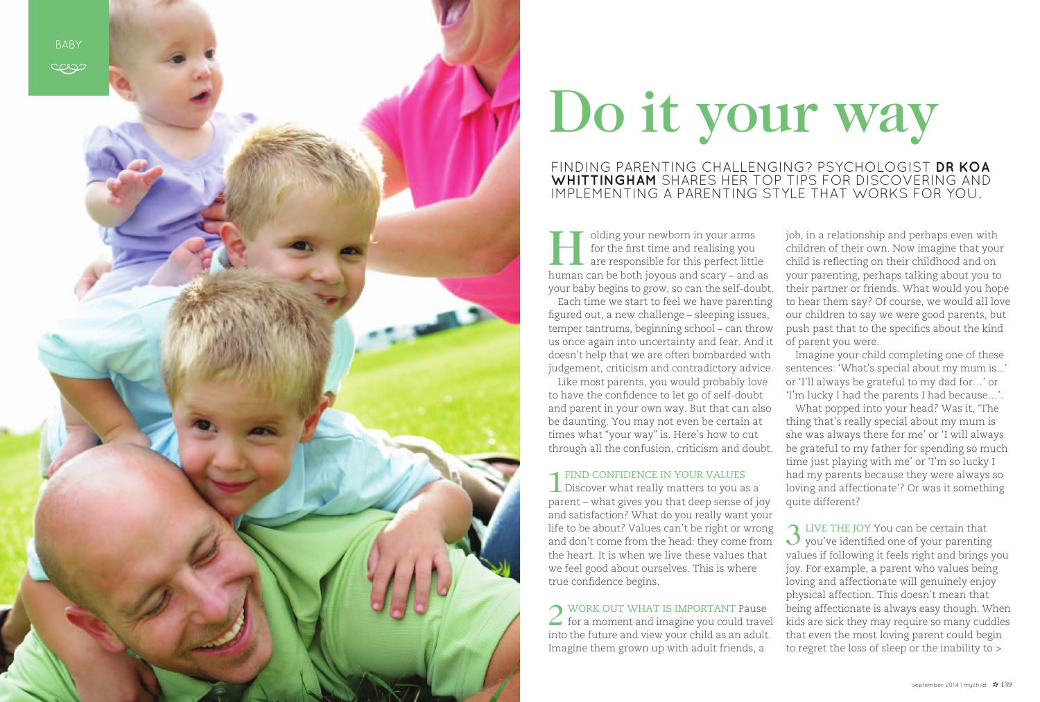# Do it your way

FINDING PARENTING CHALLENGING? PSYCHOLOGIST **DR KOA WHITTINGHAM** SHARES HER TOP TIPS FOR DISCOVERING AND IMPLEMENTING A PARENTING STYLE THAT WORKS FOR YOU.

Holding your newborn in your arms for the first time and realising you are responsible for this perfect little human can be both joyous and scary – and as your baby begins to grow, so can the self-doubt.

Each time we start to feel we have parenting figured out, a new challenge – sleeping issues, temper tantrums, beginning school – can throw us once again into uncertainty and fear. And it doesn't help that we are often bombarded with judgement, criticism and contradictory advice.

Like most parents, you would probably love to have the confidence to let go of self-doubt and parent in your own way. But that can also be daunting. You may not even be certain at times what "your way" is. Here's how to cut through all the confusion, criticism and doubt.

**1 FIND CONFIDENCE IN YOUR VALUES** Discover what really matters to you as a parent – what gives you that deep sense of joy and satisfaction? What do you really want your life to be about? Values can't be right or wrong and don't come from the head: they come from the heart. It is when we live these values that we feel good about ourselves. This is where true confidence begins.

**2 WORK OUT WHAT IS IMPORTANT** Pause for a moment and imagine you could travel into the future and view your child as an adult. Imagine them grown up with adult friends, a job, in a relationship and perhaps even with children of their own. Now imagine that your child is reflecting on their childhood and on your parenting, perhaps talking about you to their partner or friends. What would you hope to hear them say? Of course, we would all love our children to say we were good parents, but push past that to the specifics about the kind of parent you were.

Imagine your child completing one of these sentences: 'What's special about my mum is...' or 'I'll always be grateful to my dad for…' or 'I'm lucky I had the parents I had because…'.

What popped into your head? Was it, 'The thing that's really special about my mum is she was always there for me' or 'I will always be grateful to my father for spending so much time just playing with me' or 'I'm so lucky I had my parents because they were always so loving and affectionate'? Or was it something quite different?

**3 LIVE THE JOY** You can be certain that you've identified one of your parenting values if following it feels right and brings you joy. For example, a parent who values being loving and affectionate will genuinely enjoy physical affection. This doesn't mean that being affectionate is always easy though. When kids are sick they may require so many cuddles that even the most loving parent could begin to regret the loss of sleep or the inability to >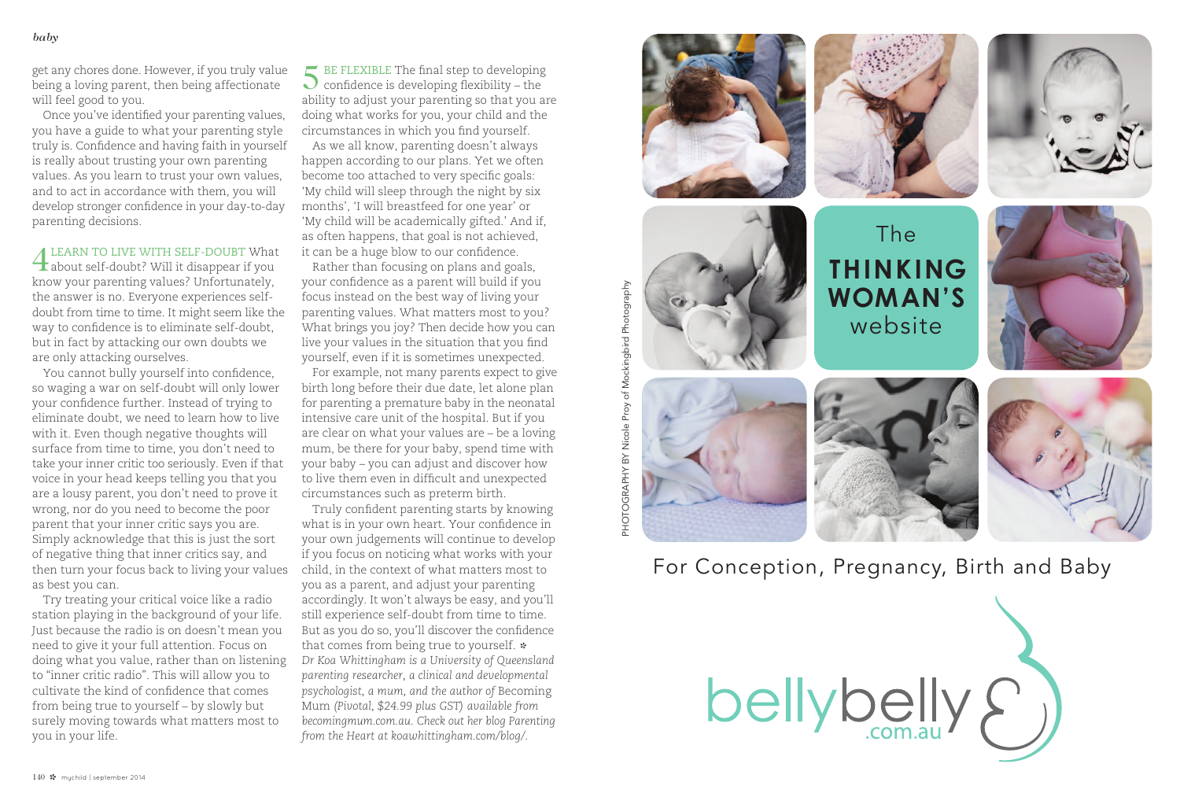get any chores done. However, if you truly value being a loving parent, then being affectionate will feel good to you.

Once you've identified your parenting values, you have a guide to what your parenting style truly is. Confidence and having faith in yourself is really about trusting your own parenting values. As you learn to trust your own values, and to act in accordance with them, you will develop stronger confidence in your day-to-day parenting decisions.

**4 LEARN TO LIVE WITH SELF-DOUBT** What about self-doubt? Will it disappear if you know your parenting values? Unfortunately, the answer is no. Everyone experiences self-doubt from time to time. It might seem like the way to confidence is to eliminate self-doubt, but in fact by attacking our own doubts we are only attacking ourselves.

You cannot bully yourself into confidence, so waging a war on self-doubt will only lower your confidence further. Instead of trying to eliminate doubt, we need to learn how to live with it. Even though negative thoughts will surface from time to time, you don't need to take your inner critic too seriously. Even if that voice in your head keeps telling you that you are a lousy parent, you don't need to prove it wrong, nor do you need to become the poor parent that your inner critic says you are. Simply acknowledge that this is just the sort of negative thing that inner critics say, and then turn your focus back to living your values as best you can.

Try treating your critical voice like a radio station playing in the background of your life. Just because the radio is on doesn't mean you need to give it your full attention. Focus on doing what you value, rather than on listening to "inner critic radio". This will allow you to cultivate the kind of confidence that comes from being true to yourself – by slowly but surely moving towards what matters most to you in your life.

**5 BE FLEXIBLE** The final step to developing confidence is developing flexibility – the ability to adjust your parenting so that you are doing what works for you, your child and the circumstances in which you find yourself.

As we all know, parenting doesn't always happen according to our plans. Yet we often become too attached to very specific goals: 'My child will sleep through the night by six months', 'I will breastfeed for one year' or 'My child will be academically gifted.' And if, as often happens, that goal is not achieved, it can be a huge blow to our confidence.

Rather than focusing on plans and goals, your confidence as a parent will build if you focus instead on the best way of living your parenting values. What matters most to you? What brings you joy? Then decide how you can live your values in the situation that you find yourself, even if it is sometimes unexpected.

For example, not many parents expect to give birth long before their due date, let alone plan for parenting a premature baby in the neonatal intensive care unit of the hospital. But if you are clear on what your values are – be a loving mum, be there for your baby, spend time with your baby – you can adjust and discover how to live them even in difficult and unexpected circumstances such as preterm birth.

Truly confident parenting starts by knowing what is in your own heart. Your confidence in your own judgements will continue to develop if you focus on noticing what works with your child, in the context of what matters most to you as a parent, and adjust your parenting accordingly. It won't always be easy, and you'll still experience self-doubt from time to time. But as you do so, you'll discover the confidence that comes from being true to yourself. ❖

*Dr Koa Whittingham is a University of Queensland parenting researcher, a clinical and developmental psychologist, a mum, and the author of* Becoming Mum *(Pivotal, $24.99 plus GST) available from becomingmum.com.au. Check out her blog Parenting from the Heart at koawhittingham.com/blog/.*

The **THINKING WOMAN'S** website

For Conception, Pregnancy, Birth and Baby

bellybelly.com.au

PHOTOGRAPHY BY Nicole Proy of Mockingbird Photography